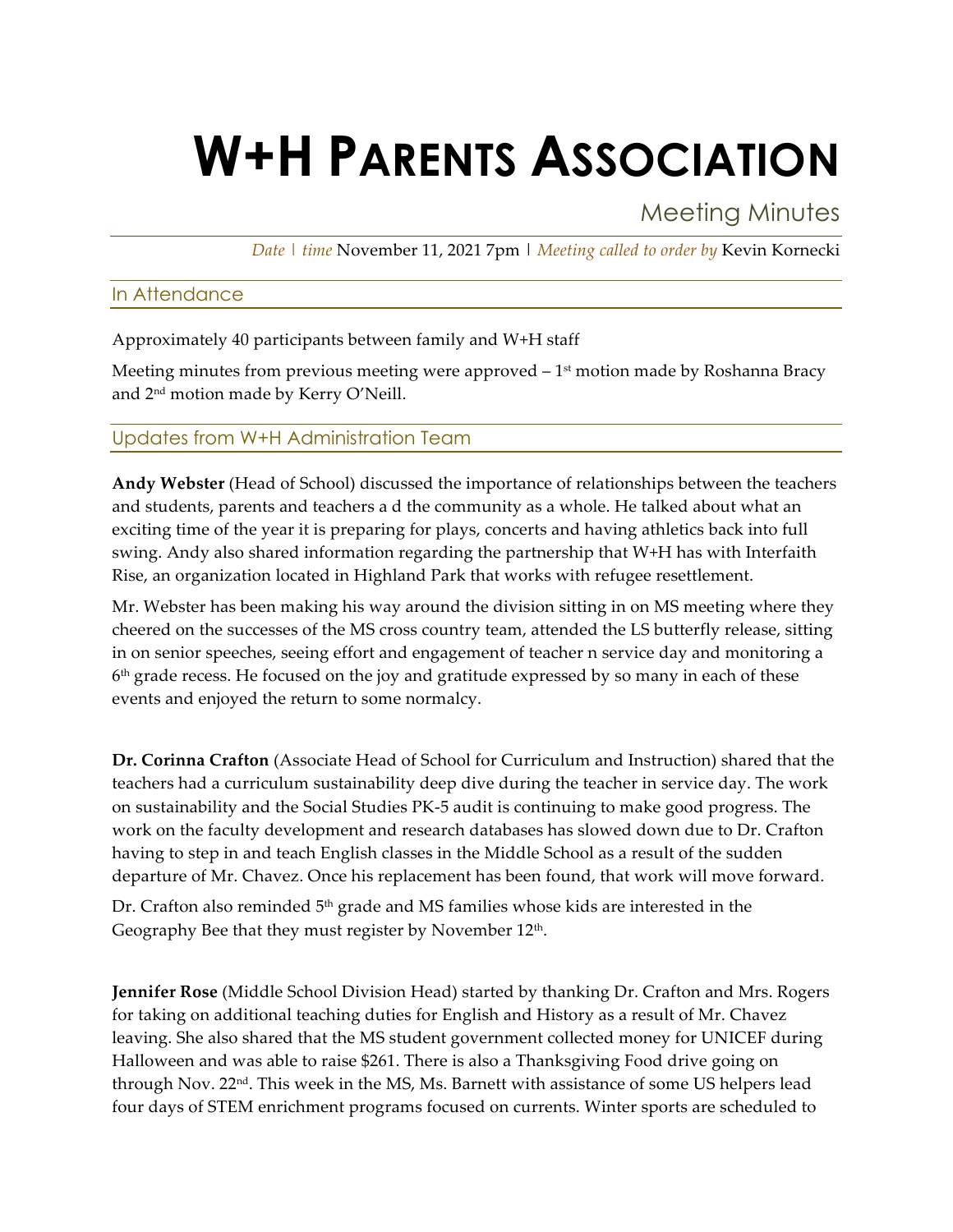# W+H PARENTS ASSOCIATION

## Meeting Minutes

*Date | time* November 11, 2021 7pm | *Meeting called to order by* Kevin Kornecki

## In Attendance

Approximately 40 participants between family and W+H staff

Meeting minutes from previous meeting were approved – 1st motion made by Roshanna Bracy and 2nd motion made by Kerry O'Neill.

## Updates from W+H Administration Team

**Andy Webster** (Head of School) discussed the importance of relationships between the teachers and students, parents and teachers a d the community as a whole. He talked about what an exciting time of the year it is preparing for plays, concerts and having athletics back into full swing. Andy also shared information regarding the partnership that W+H has with Interfaith Rise, an organization located in Highland Park that works with refugee resettlement.

Mr. Webster has been making his way around the division sitting in on MS meeting where they cheered on the successes of the MS cross country team, attended the LS butterfly release, sitting in on senior speeches, seeing effort and engagement of teacher n service day and monitoring a 6th grade recess. He focused on the joy and gratitude expressed by so many in each of these events and enjoyed the return to some normalcy.

**Dr. Corinna Crafton** (Associate Head of School for Curriculum and Instruction) shared that the teachers had a curriculum sustainability deep dive during the teacher in service day. The work on sustainability and the Social Studies PK-5 audit is continuing to make good progress. The work on the faculty development and research databases has slowed down due to Dr. Crafton having to step in and teach English classes in the Middle School as a result of the sudden departure of Mr. Chavez. Once his replacement has been found, that work will move forward.

Dr. Crafton also reminded 5th grade and MS families whose kids are interested in the Geography Bee that they must register by November 12th.

**Jennifer Rose** (Middle School Division Head) started by thanking Dr. Crafton and Mrs. Rogers for taking on additional teaching duties for English and History as a result of Mr. Chavez leaving. She also shared that the MS student government collected money for UNICEF during Halloween and was able to raise $261. There is also a Thanksgiving Food drive going on through Nov. 22nd. This week in the MS, Ms. Barnett with assistance of some US helpers lead four days of STEM enrichment programs focused on currents. Winter sports are scheduled to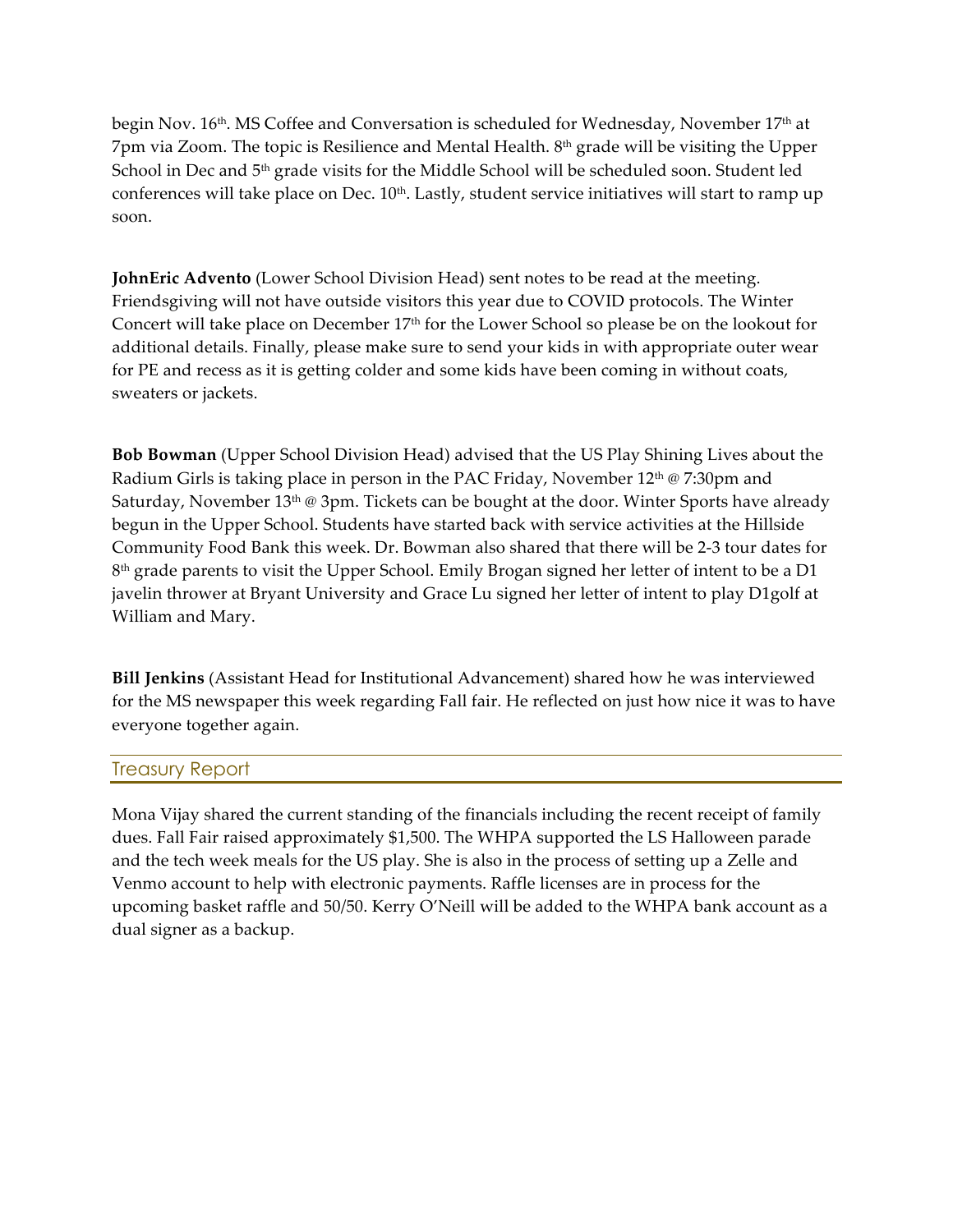begin Nov. 16th. MS Coffee and Conversation is scheduled for Wednesday, November 17th at 7pm via Zoom. The topic is Resilience and Mental Health. 8th grade will be visiting the Upper School in Dec and 5th grade visits for the Middle School will be scheduled soon. Student led conferences will take place on Dec. 10th. Lastly, student service initiatives will start to ramp up soon.

**JohnEric Advento** (Lower School Division Head) sent notes to be read at the meeting. Friendsgiving will not have outside visitors this year due to COVID protocols. The Winter Concert will take place on December 17th for the Lower School so please be on the lookout for additional details. Finally, please make sure to send your kids in with appropriate outer wear for PE and recess as it is getting colder and some kids have been coming in without coats, sweaters or jackets.

**Bob Bowman** (Upper School Division Head) advised that the US Play Shining Lives about the Radium Girls is taking place in person in the PAC Friday, November 12th @ 7:30pm and Saturday, November 13th @ 3pm. Tickets can be bought at the door. Winter Sports have already begun in the Upper School. Students have started back with service activities at the Hillside Community Food Bank this week. Dr. Bowman also shared that there will be 2-3 tour dates for 8th grade parents to visit the Upper School. Emily Brogan signed her letter of intent to be a D1 javelin thrower at Bryant University and Grace Lu signed her letter of intent to play D1golf at William and Mary.

**Bill Jenkins** (Assistant Head for Institutional Advancement) shared how he was interviewed for the MS newspaper this week regarding Fall fair. He reflected on just how nice it was to have everyone together again.

## Treasury Report

Mona Vijay shared the current standing of the financials including the recent receipt of family dues. Fall Fair raised approximately $1,500. The WHPA supported the LS Halloween parade and the tech week meals for the US play. She is also in the process of setting up a Zelle and Venmo account to help with electronic payments. Raffle licenses are in process for the upcoming basket raffle and 50/50. Kerry O'Neill will be added to the WHPA bank account as a dual signer as a backup.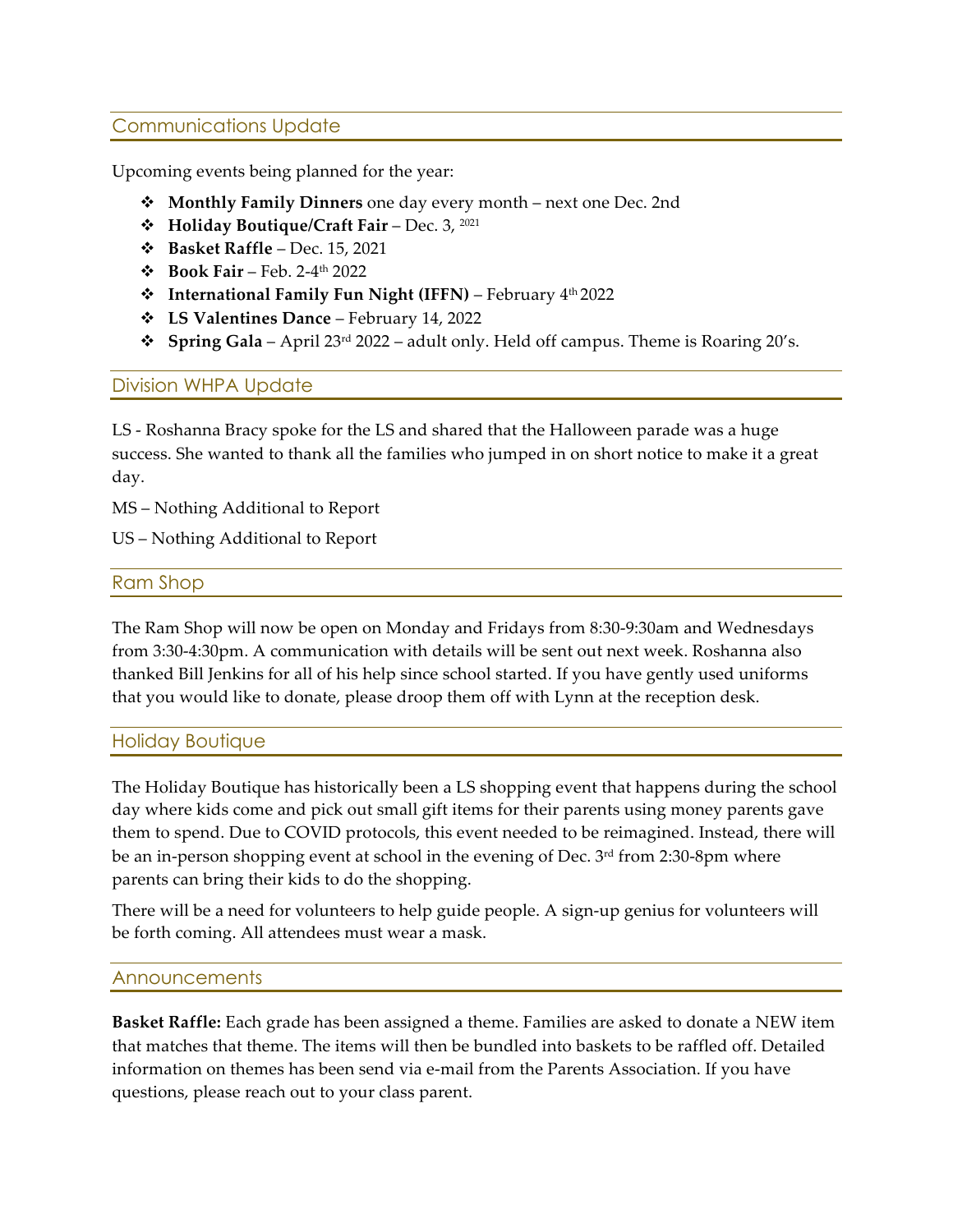## Communications Update

Upcoming events being planned for the year:

- **Monthly Family Dinners** one day every month – next one Dec. 2nd
- **Holiday Boutique/Craft Fair** – Dec. 3, 2021
- **Basket Raffle** – Dec. 15, 2021
- **Book Fair** – Feb. 2-4th 2022
- **International Family Fun Night (IFFN)** – February 4th 2022
- **LS Valentines Dance** – February 14, 2022
- **Spring Gala** – April 23rd 2022 – adult only. Held off campus. Theme is Roaring 20's.

## Division WHPA Update

LS - Roshanna Bracy spoke for the LS and shared that the Halloween parade was a huge success. She wanted to thank all the families who jumped in on short notice to make it a great day.

MS – Nothing Additional to Report

US – Nothing Additional to Report

## Ram Shop

The Ram Shop will now be open on Monday and Fridays from 8:30-9:30am and Wednesdays from 3:30-4:30pm. A communication with details will be sent out next week. Roshanna also thanked Bill Jenkins for all of his help since school started. If you have gently used uniforms that you would like to donate, please droop them off with Lynn at the reception desk.

## Holiday Boutique

The Holiday Boutique has historically been a LS shopping event that happens during the school day where kids come and pick out small gift items for their parents using money parents gave them to spend. Due to COVID protocols, this event needed to be reimagined. Instead, there will be an in-person shopping event at school in the evening of Dec. 3rd from 2:30-8pm where parents can bring their kids to do the shopping.

There will be a need for volunteers to help guide people. A sign-up genius for volunteers will be forth coming. All attendees must wear a mask.

## Announcements

**Basket Raffle:** Each grade has been assigned a theme. Families are asked to donate a NEW item that matches that theme. The items will then be bundled into baskets to be raffled off. Detailed information on themes has been send via e-mail from the Parents Association. If you have questions, please reach out to your class parent.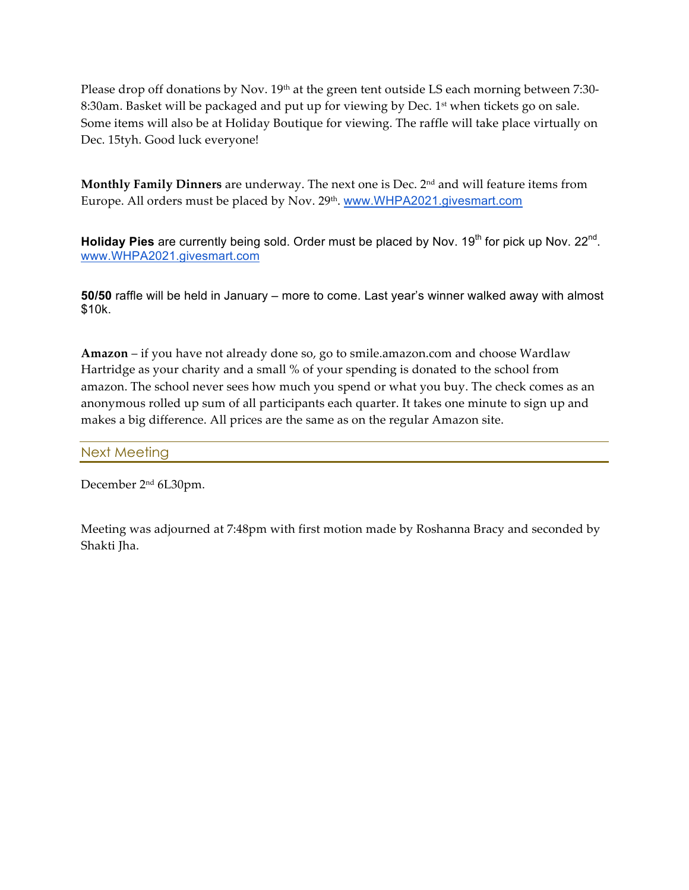Please drop off donations by Nov. 19th at the green tent outside LS each morning between 7:30-8:30am. Basket will be packaged and put up for viewing by Dec. 1st when tickets go on sale. Some items will also be at Holiday Boutique for viewing. The raffle will take place virtually on Dec. 15tyh. Good luck everyone!

**Monthly Family Dinners** are underway. The next one is Dec. 2nd and will feature items from Europe. All orders must be placed by Nov. 29th. www.WHPA2021.givesmart.com

**Holiday Pies** are currently being sold. Order must be placed by Nov. 19th for pick up Nov. 22nd. www.WHPA2021.givesmart.com

**50/50** raffle will be held in January – more to come. Last year's winner walked away with almost $10k.

**Amazon** – if you have not already done so, go to smile.amazon.com and choose Wardlaw Hartridge as your charity and a small % of your spending is donated to the school from amazon. The school never sees how much you spend or what you buy. The check comes as an anonymous rolled up sum of all participants each quarter. It takes one minute to sign up and makes a big difference. All prices are the same as on the regular Amazon site.

## Next Meeting

December 2nd 6L30pm.

Meeting was adjourned at 7:48pm with first motion made by Roshanna Bracy and seconded by Shakti Jha.